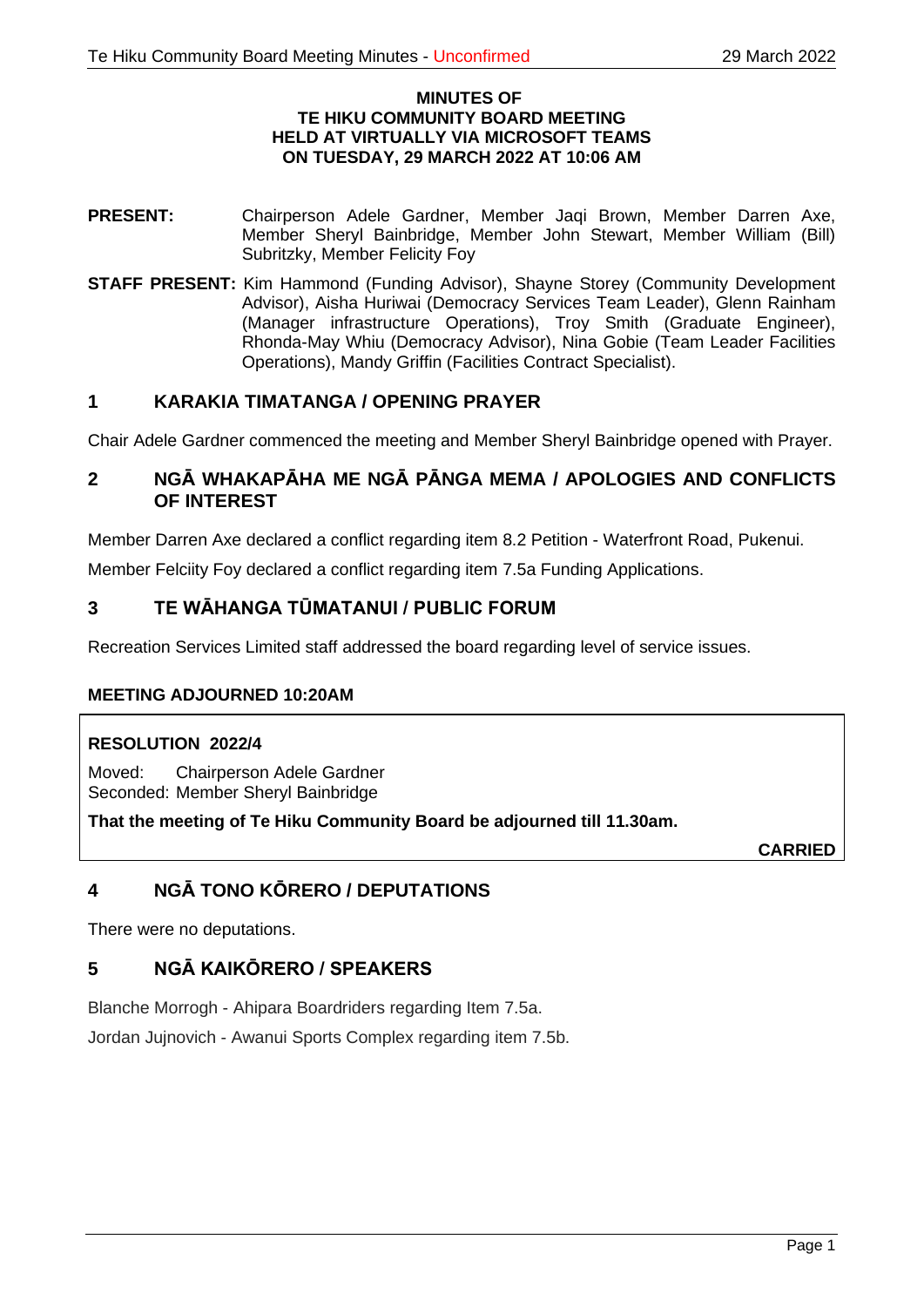**MINUTES OF**
**TE HIKU COMMUNITY BOARD MEETING**
**HELD AT VIRTUALLY VIA MICROSOFT TEAMS**
**ON TUESDAY, 29 MARCH 2022 AT 10:06 AM**

**PRESENT:** Chairperson Adele Gardner, Member Jaqi Brown, Member Darren Axe, Member Sheryl Bainbridge, Member John Stewart, Member William (Bill) Subritzky, Member Felicity Foy

**STAFF PRESENT:** Kim Hammond (Funding Advisor), Shayne Storey (Community Development Advisor), Aisha Huriwai (Democracy Services Team Leader), Glenn Rainham (Manager infrastructure Operations), Troy Smith (Graduate Engineer), Rhonda-May Whiu (Democracy Advisor), Nina Gobie (Team Leader Facilities Operations), Mandy Griffin (Facilities Contract Specialist).

## 1 KARAKIA TIMATANGA / OPENING PRAYER

Chair Adele Gardner commenced the meeting and Member Sheryl Bainbridge opened with Prayer.

## 2 NGĀ WHAKAPĀHA ME NGĀ PĀNGA MEMA / APOLOGIES AND CONFLICTS OF INTEREST

Member Darren Axe declared a conflict regarding item 8.2 Petition - Waterfront Road, Pukenui.

Member Felciity Foy declared a conflict regarding item 7.5a Funding Applications.

## 3 TE WĀHANGA TŪMATANUI / PUBLIC FORUM

Recreation Services Limited staff addressed the board regarding level of service issues.

**MEETING ADJOURNED 10:20AM**

**RESOLUTION 2022/4**

Moved: Chairperson Adele Gardner
Seconded: Member Sheryl Bainbridge

**That the meeting of Te Hiku Community Board be adjourned till 11.30am.**

**CARRIED**

## 4 NGĀ TONO KŌRERO / DEPUTATIONS

There were no deputations.

## 5 NGĀ KAIKŌRERO / SPEAKERS

Blanche Morrogh - Ahipara Boardriders regarding Item 7.5a.

Jordan Jujnovich - Awanui Sports Complex regarding item 7.5b.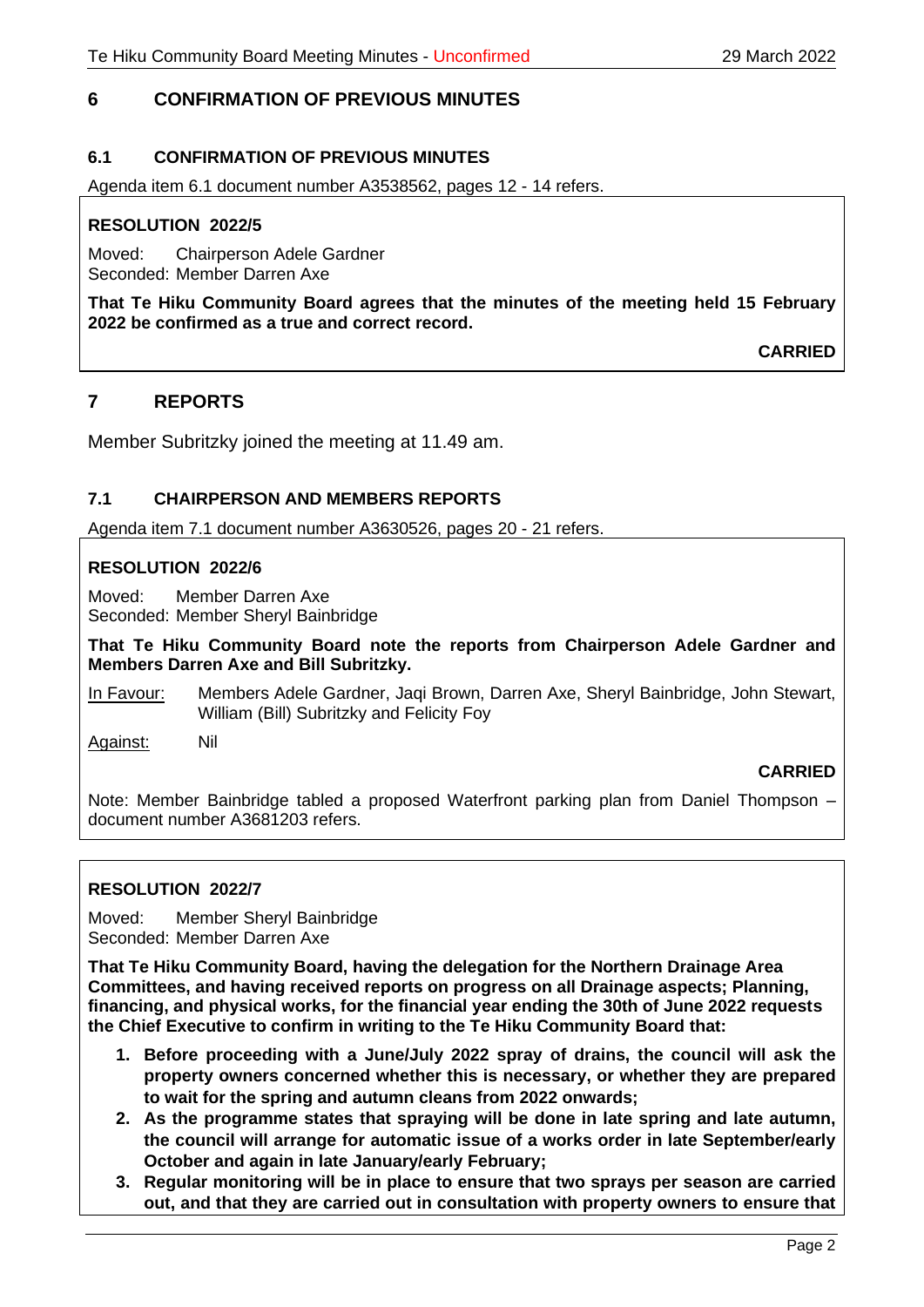## 6 CONFIRMATION OF PREVIOUS MINUTES

### 6.1 CONFIRMATION OF PREVIOUS MINUTES

Agenda item 6.1 document number A3538562, pages 12 - 14 refers.

**RESOLUTION 2022/5**

Moved: Chairperson Adele Gardner
Seconded: Member Darren Axe

**That Te Hiku Community Board agrees that the minutes of the meeting held 15 February 2022 be confirmed as a true and correct record.**

**CARRIED**

## 7 REPORTS

Member Subritzky joined the meeting at 11.49 am.

### 7.1 CHAIRPERSON AND MEMBERS REPORTS

Agenda item 7.1 document number A3630526, pages 20 - 21 refers.

**RESOLUTION 2022/6**

Moved: Member Darren Axe
Seconded: Member Sheryl Bainbridge

**That Te Hiku Community Board note the reports from Chairperson Adele Gardner and Members Darren Axe and Bill Subritzky.**

In Favour: Members Adele Gardner, Jaqi Brown, Darren Axe, Sheryl Bainbridge, John Stewart, William (Bill) Subritzky and Felicity Foy

Against: Nil

**CARRIED**

Note: Member Bainbridge tabled a proposed Waterfront parking plan from Daniel Thompson – document number A3681203 refers.

**RESOLUTION 2022/7**

Moved: Member Sheryl Bainbridge
Seconded: Member Darren Axe

**That Te Hiku Community Board, having the delegation for the Northern Drainage Area Committees, and having received reports on progress on all Drainage aspects; Planning, financing, and physical works, for the financial year ending the 30th of June 2022 requests the Chief Executive to confirm in writing to the Te Hiku Community Board that:**

1. **Before proceeding with a June/July 2022 spray of drains, the council will ask the property owners concerned whether this is necessary, or whether they are prepared to wait for the spring and autumn cleans from 2022 onwards;**
2. **As the programme states that spraying will be done in late spring and late autumn, the council will arrange for automatic issue of a works order in late September/early October and again in late January/early February;**
3. **Regular monitoring will be in place to ensure that two sprays per season are carried out, and that they are carried out in consultation with property owners to ensure that**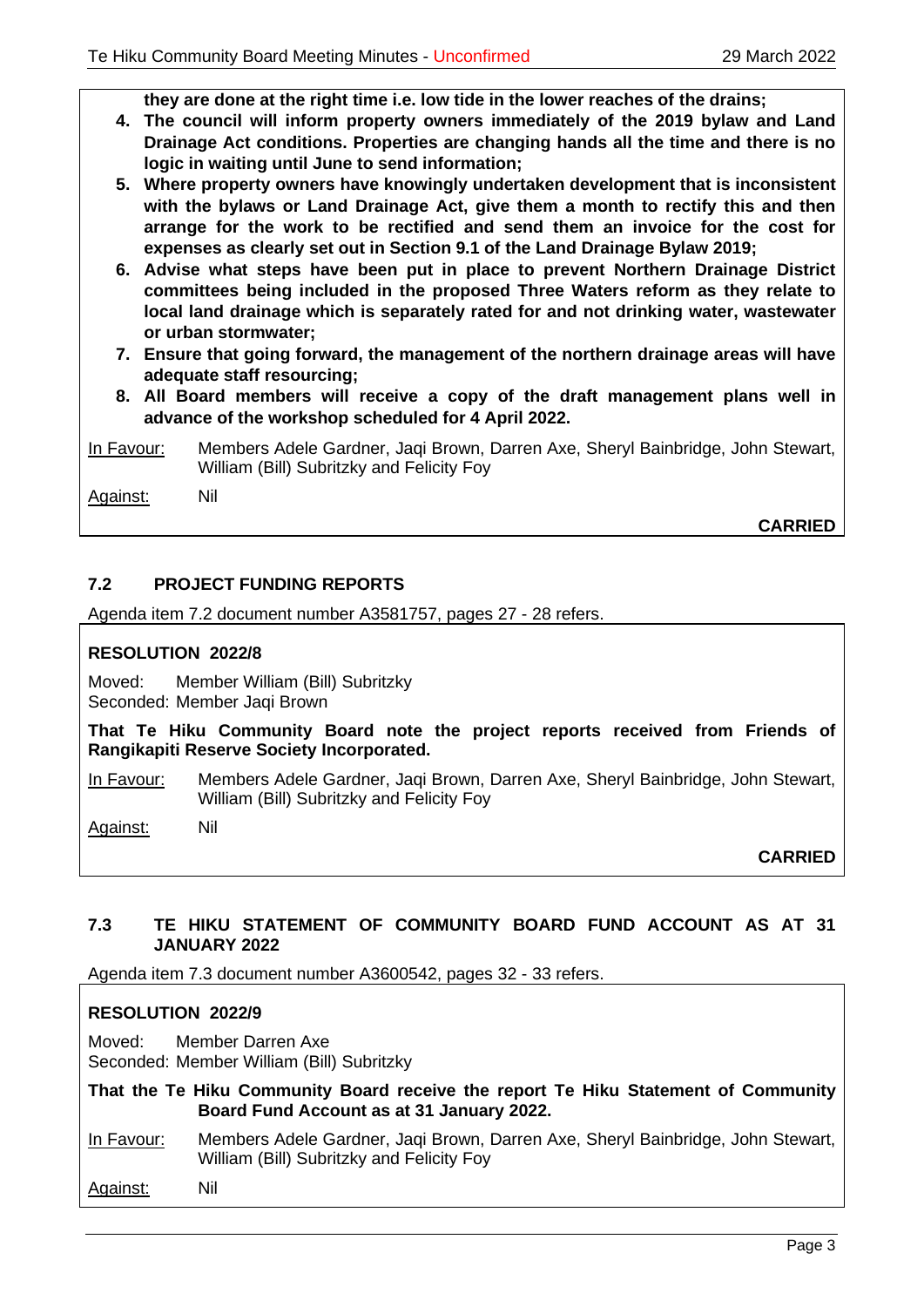**they are done at the right time i.e. low tide in the lower reaches of the drains;**

4. **The council will inform property owners immediately of the 2019 bylaw and Land Drainage Act conditions. Properties are changing hands all the time and there is no logic in waiting until June to send information;**
5. **Where property owners have knowingly undertaken development that is inconsistent with the bylaws or Land Drainage Act, give them a month to rectify this and then arrange for the work to be rectified and send them an invoice for the cost for expenses as clearly set out in Section 9.1 of the Land Drainage Bylaw 2019;**
6. **Advise what steps have been put in place to prevent Northern Drainage District committees being included in the proposed Three Waters reform as they relate to local land drainage which is separately rated for and not drinking water, wastewater or urban stormwater;**
7. **Ensure that going forward, the management of the northern drainage areas will have adequate staff resourcing;**
8. **All Board members will receive a copy of the draft management plans well in advance of the workshop scheduled for 4 April 2022.**

In Favour: Members Adele Gardner, Jaqi Brown, Darren Axe, Sheryl Bainbridge, John Stewart, William (Bill) Subritzky and Felicity Foy

Against: Nil

**CARRIED**

### 7.2 PROJECT FUNDING REPORTS

Agenda item 7.2 document number A3581757, pages 27 - 28 refers.

**RESOLUTION 2022/8**

Moved: Member William (Bill) Subritzky
Seconded: Member Jaqi Brown

**That Te Hiku Community Board note the project reports received from Friends of Rangikapiti Reserve Society Incorporated.**

In Favour: Members Adele Gardner, Jaqi Brown, Darren Axe, Sheryl Bainbridge, John Stewart, William (Bill) Subritzky and Felicity Foy

Against: Nil

**CARRIED**

### 7.3 TE HIKU STATEMENT OF COMMUNITY BOARD FUND ACCOUNT AS AT 31 JANUARY 2022

Agenda item 7.3 document number A3600542, pages 32 - 33 refers.

**RESOLUTION 2022/9**

Moved: Member Darren Axe
Seconded: Member William (Bill) Subritzky

**That the Te Hiku Community Board receive the report Te Hiku Statement of Community Board Fund Account as at 31 January 2022.**

In Favour: Members Adele Gardner, Jaqi Brown, Darren Axe, Sheryl Bainbridge, John Stewart, William (Bill) Subritzky and Felicity Foy

Against: Nil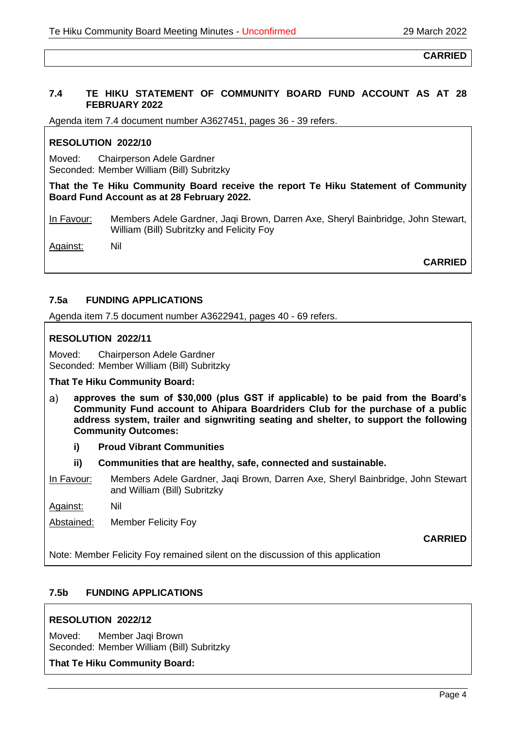**CARRIED**

### 7.4 TE HIKU STATEMENT OF COMMUNITY BOARD FUND ACCOUNT AS AT 28 FEBRUARY 2022

Agenda item 7.4 document number A3627451, pages 36 - 39 refers.

**RESOLUTION 2022/10**

Moved: Chairperson Adele Gardner
Seconded: Member William (Bill) Subritzky

**That the Te Hiku Community Board receive the report Te Hiku Statement of Community Board Fund Account as at 28 February 2022.**

In Favour: Members Adele Gardner, Jaqi Brown, Darren Axe, Sheryl Bainbridge, John Stewart, William (Bill) Subritzky and Felicity Foy

Against: Nil

**CARRIED**

### 7.5a FUNDING APPLICATIONS

Agenda item 7.5 document number A3622941, pages 40 - 69 refers.

**RESOLUTION 2022/11**

Moved: Chairperson Adele Gardner
Seconded: Member William (Bill) Subritzky

**That Te Hiku Community Board:**

a) **approves the sum of $30,000 (plus GST if applicable) to be paid from the Board's Community Fund account to Ahipara Boardriders Club for the purchase of a public address system, trailer and signwriting seating and shelter, to support the following Community Outcomes:**

   i) **Proud Vibrant Communities**

   ii) **Communities that are healthy, safe, connected and sustainable.**

In Favour: Members Adele Gardner, Jaqi Brown, Darren Axe, Sheryl Bainbridge, John Stewart and William (Bill) Subritzky

Against: Nil

Abstained: Member Felicity Foy

**CARRIED**

Note: Member Felicity Foy remained silent on the discussion of this application

### 7.5b FUNDING APPLICATIONS

**RESOLUTION 2022/12**

Moved: Member Jaqi Brown
Seconded: Member William (Bill) Subritzky

**That Te Hiku Community Board:**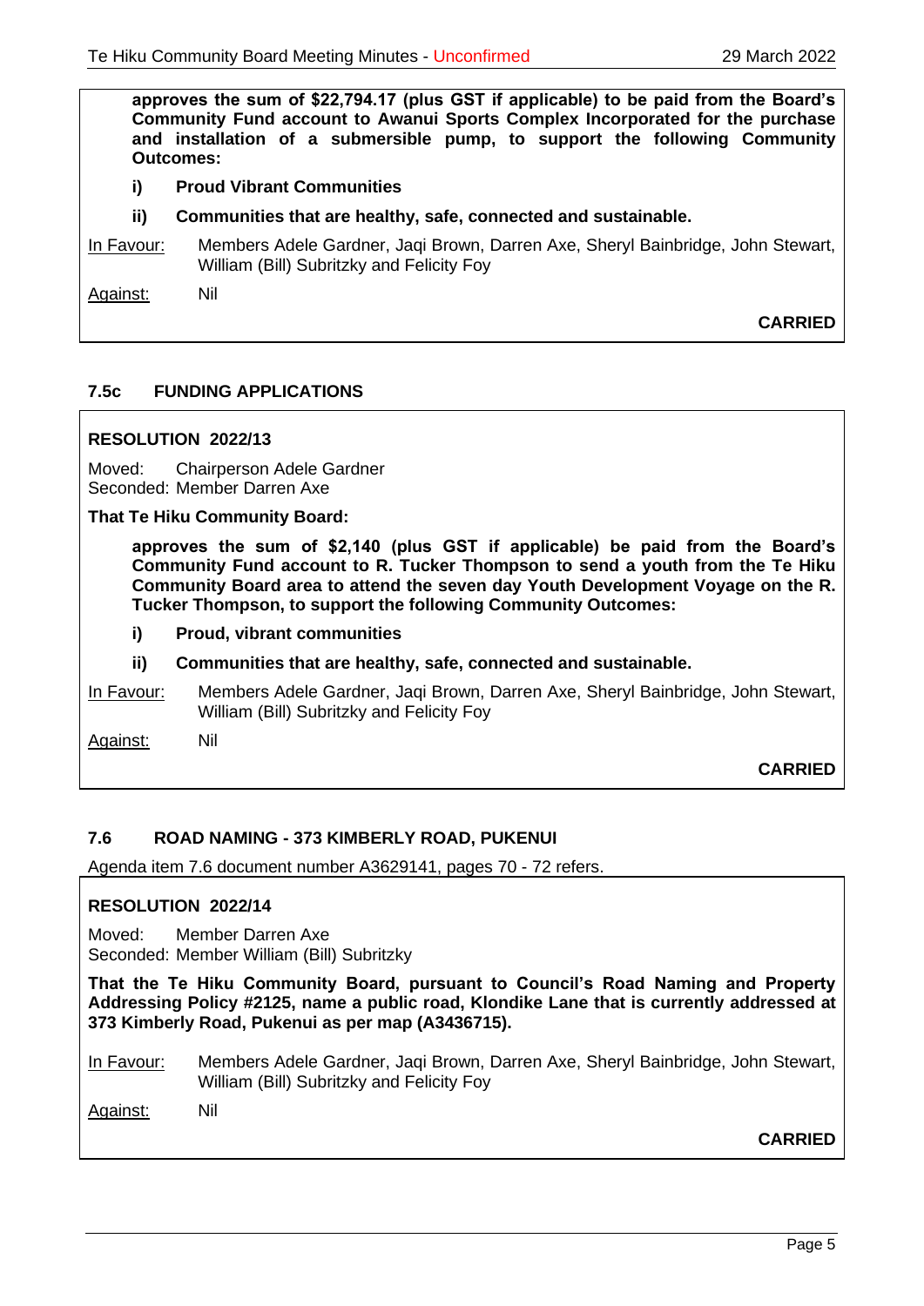**approves the sum of $22,794.17 (plus GST if applicable) to be paid from the Board's Community Fund account to Awanui Sports Complex Incorporated for the purchase and installation of a submersible pump, to support the following Community Outcomes:**

**i) Proud Vibrant Communities**

**ii) Communities that are healthy, safe, connected and sustainable.**

In Favour: Members Adele Gardner, Jaqi Brown, Darren Axe, Sheryl Bainbridge, John Stewart, William (Bill) Subritzky and Felicity Foy

Against: Nil

**CARRIED**

### 7.5c FUNDING APPLICATIONS

**RESOLUTION 2022/13**

Moved: Chairperson Adele Gardner
Seconded: Member Darren Axe

**That Te Hiku Community Board:**

**approves the sum of $2,140 (plus GST if applicable) be paid from the Board's Community Fund account to R. Tucker Thompson to send a youth from the Te Hiku Community Board area to attend the seven day Youth Development Voyage on the R. Tucker Thompson, to support the following Community Outcomes:**

**i) Proud, vibrant communities**

**ii) Communities that are healthy, safe, connected and sustainable.**

In Favour: Members Adele Gardner, Jaqi Brown, Darren Axe, Sheryl Bainbridge, John Stewart, William (Bill) Subritzky and Felicity Foy

Against: Nil

**CARRIED**

### 7.6 ROAD NAMING - 373 KIMBERLY ROAD, PUKENUI

Agenda item 7.6 document number A3629141, pages 70 - 72 refers.

**RESOLUTION 2022/14**

Moved: Member Darren Axe
Seconded: Member William (Bill) Subritzky

**That the Te Hiku Community Board, pursuant to Council's Road Naming and Property Addressing Policy #2125, name a public road, Klondike Lane that is currently addressed at 373 Kimberly Road, Pukenui as per map (A3436715).**

In Favour: Members Adele Gardner, Jaqi Brown, Darren Axe, Sheryl Bainbridge, John Stewart, William (Bill) Subritzky and Felicity Foy

Against: Nil

**CARRIED**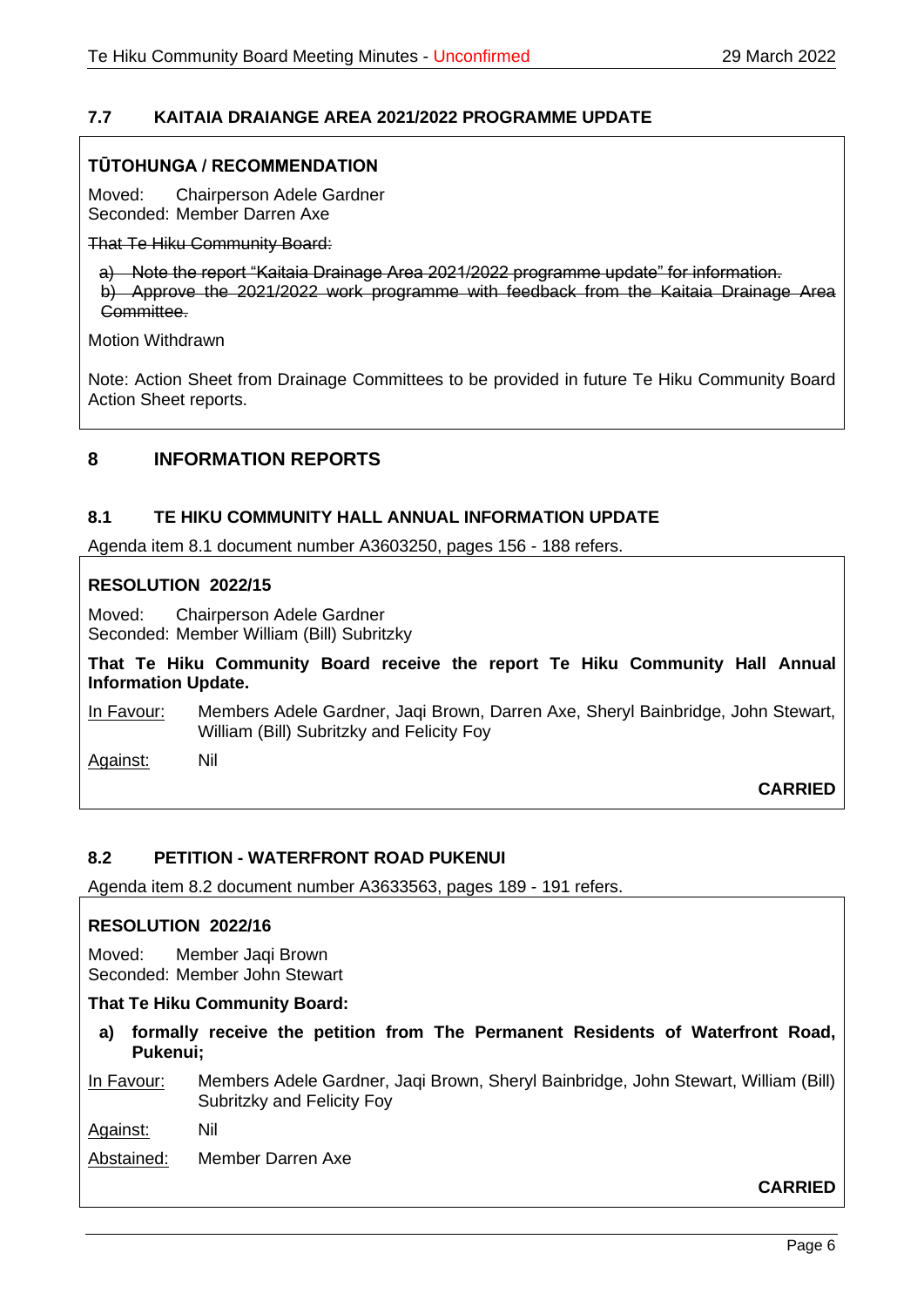## 7.7 KAITAIA DRAIANGE AREA 2021/2022 PROGRAMME UPDATE

**TŪTOHUNGA / RECOMMENDATION**

Moved: Chairperson Adele Gardner
Seconded: Member Darren Axe

~~That Te Hiku Community Board:~~

~~a) Note the report "Kaitaia Drainage Area 2021/2022 programme update" for information.~~
~~b) Approve the 2021/2022 work programme with feedback from the Kaitaia Drainage Area Committee.~~

Motion Withdrawn

Note: Action Sheet from Drainage Committees to be provided in future Te Hiku Community Board Action Sheet reports.

# 8 INFORMATION REPORTS

## 8.1 TE HIKU COMMUNITY HALL ANNUAL INFORMATION UPDATE

Agenda item 8.1 document number A3603250, pages 156 - 188 refers.

**RESOLUTION 2022/15**

Moved: Chairperson Adele Gardner
Seconded: Member William (Bill) Subritzky

**That Te Hiku Community Board receive the report Te Hiku Community Hall Annual Information Update.**

In Favour: Members Adele Gardner, Jaqi Brown, Darren Axe, Sheryl Bainbridge, John Stewart, William (Bill) Subritzky and Felicity Foy

Against: Nil

**CARRIED**

## 8.2 PETITION - WATERFRONT ROAD PUKENUI

Agenda item 8.2 document number A3633563, pages 189 - 191 refers.

**RESOLUTION 2022/16**

Moved: Member Jaqi Brown
Seconded: Member John Stewart

**That Te Hiku Community Board:**

**a) formally receive the petition from The Permanent Residents of Waterfront Road, Pukenui;**

In Favour: Members Adele Gardner, Jaqi Brown, Sheryl Bainbridge, John Stewart, William (Bill) Subritzky and Felicity Foy

Against: Nil

Abstained: Member Darren Axe

**CARRIED**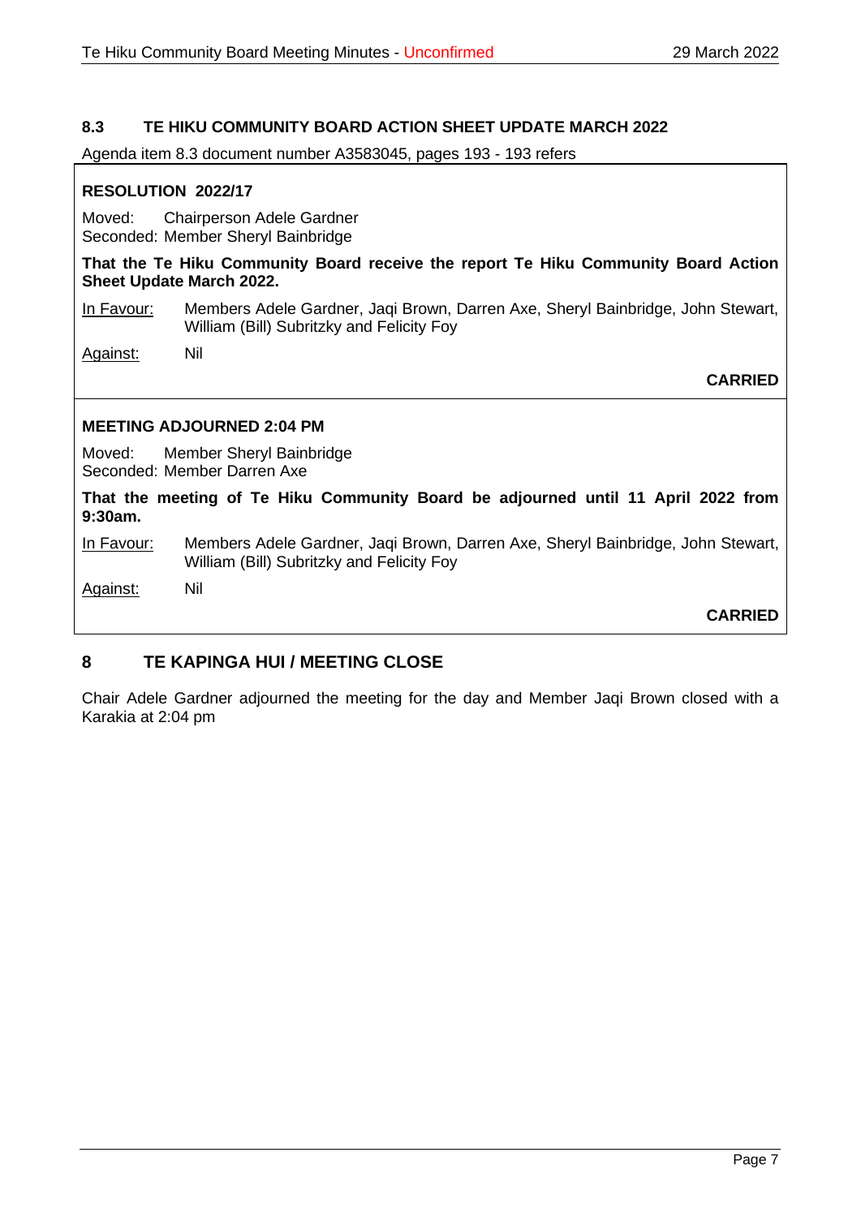### 8.3 TE HIKU COMMUNITY BOARD ACTION SHEET UPDATE MARCH 2022

Agenda item 8.3 document number A3583045, pages 193 - 193 refers

**RESOLUTION 2022/17**

Moved: Chairperson Adele Gardner
Seconded: Member Sheryl Bainbridge

**That the Te Hiku Community Board receive the report Te Hiku Community Board Action Sheet Update March 2022.**

In Favour: Members Adele Gardner, Jaqi Brown, Darren Axe, Sheryl Bainbridge, John Stewart, William (Bill) Subritzky and Felicity Foy

Against: Nil

**CARRIED**

**MEETING ADJOURNED 2:04 PM**

Moved: Member Sheryl Bainbridge
Seconded: Member Darren Axe

**That the meeting of Te Hiku Community Board be adjourned until 11 April 2022 from 9:30am.**

In Favour: Members Adele Gardner, Jaqi Brown, Darren Axe, Sheryl Bainbridge, John Stewart, William (Bill) Subritzky and Felicity Foy

Against: Nil

**CARRIED**

## 8 TE KAPINGA HUI / MEETING CLOSE

Chair Adele Gardner adjourned the meeting for the day and Member Jaqi Brown closed with a Karakia at 2:04 pm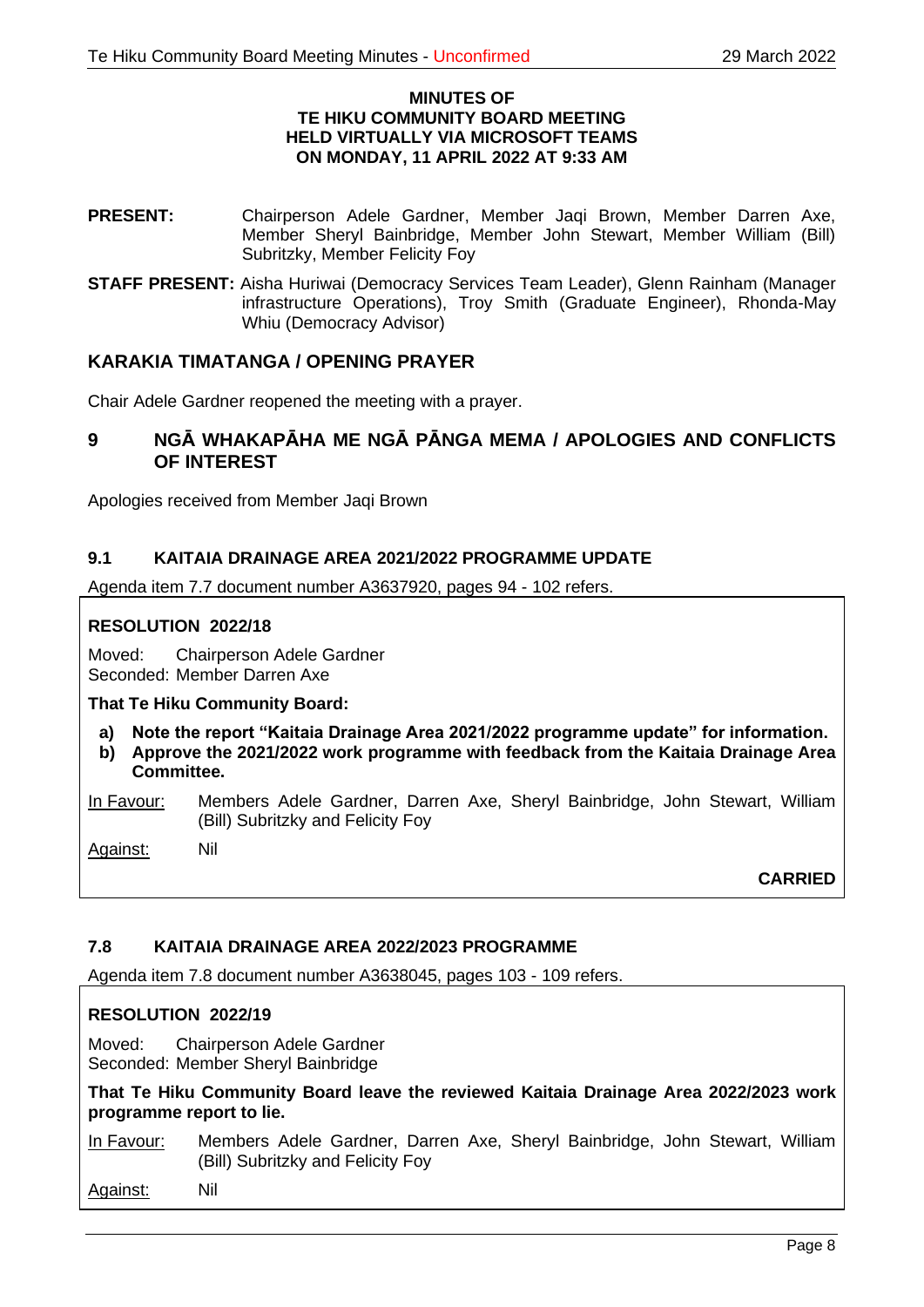**MINUTES OF
TE HIKU COMMUNITY BOARD MEETING
HELD VIRTUALLY VIA MICROSOFT TEAMS
ON MONDAY, 11 APRIL 2022 AT 9:33 AM**

**PRESENT:** Chairperson Adele Gardner, Member Jaqi Brown, Member Darren Axe, Member Sheryl Bainbridge, Member John Stewart, Member William (Bill) Subritzky, Member Felicity Foy

**STAFF PRESENT:** Aisha Huriwai (Democracy Services Team Leader), Glenn Rainham (Manager infrastructure Operations), Troy Smith (Graduate Engineer), Rhonda-May Whiu (Democracy Advisor)

## KARAKIA TIMATANGA / OPENING PRAYER

Chair Adele Gardner reopened the meeting with a prayer.

## 9 NGĀ WHAKAPĀHA ME NGĀ PĀNGA MEMA / APOLOGIES AND CONFLICTS OF INTEREST

Apologies received from Member Jaqi Brown

### 9.1 KAITAIA DRAINAGE AREA 2021/2022 PROGRAMME UPDATE

Agenda item 7.7 document number A3637920, pages 94 - 102 refers.

**RESOLUTION 2022/18**

Moved: Chairperson Adele Gardner
Seconded: Member Darren Axe

**That Te Hiku Community Board:**

**a) Note the report "Kaitaia Drainage Area 2021/2022 programme update" for information.**
**b) Approve the 2021/2022 work programme with feedback from the Kaitaia Drainage Area Committee.**

In Favour: Members Adele Gardner, Darren Axe, Sheryl Bainbridge, John Stewart, William (Bill) Subritzky and Felicity Foy

Against: Nil

**CARRIED**

### 7.8 KAITAIA DRAINAGE AREA 2022/2023 PROGRAMME

Agenda item 7.8 document number A3638045, pages 103 - 109 refers.

**RESOLUTION 2022/19**

Moved: Chairperson Adele Gardner
Seconded: Member Sheryl Bainbridge

**That Te Hiku Community Board leave the reviewed Kaitaia Drainage Area 2022/2023 work programme report to lie.**

In Favour: Members Adele Gardner, Darren Axe, Sheryl Bainbridge, John Stewart, William (Bill) Subritzky and Felicity Foy

Against: Nil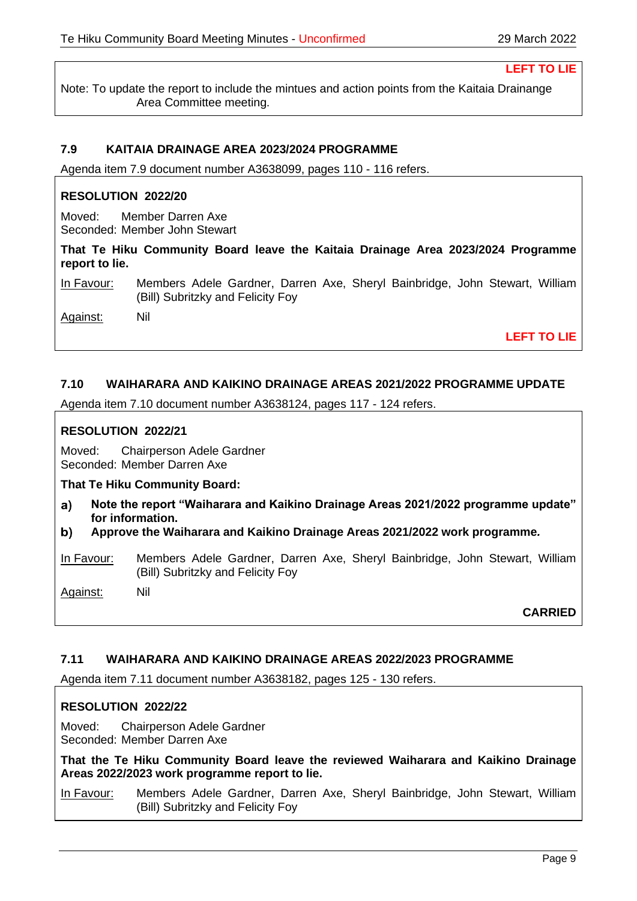**LEFT TO LIE**

Note: To update the report to include the mintues and action points from the Kaitaia Drainange Area Committee meeting.

### 7.9 KAITAIA DRAINAGE AREA 2023/2024 PROGRAMME

Agenda item 7.9 document number A3638099, pages 110 - 116 refers.

**RESOLUTION 2022/20**

Moved: Member Darren Axe
Seconded: Member John Stewart

**That Te Hiku Community Board leave the Kaitaia Drainage Area 2023/2024 Programme report to lie.**

In Favour: Members Adele Gardner, Darren Axe, Sheryl Bainbridge, John Stewart, William (Bill) Subritzky and Felicity Foy

Against: Nil

**LEFT TO LIE**

### 7.10 WAIHARARA AND KAIKINO DRAINAGE AREAS 2021/2022 PROGRAMME UPDATE

Agenda item 7.10 document number A3638124, pages 117 - 124 refers.

**RESOLUTION 2022/21**

Moved: Chairperson Adele Gardner
Seconded: Member Darren Axe

**That Te Hiku Community Board:**

**a) Note the report "Waiharara and Kaikino Drainage Areas 2021/2022 programme update" for information.**

**b) Approve the Waiharara and Kaikino Drainage Areas 2021/2022 work programme.**

In Favour: Members Adele Gardner, Darren Axe, Sheryl Bainbridge, John Stewart, William (Bill) Subritzky and Felicity Foy

Against: Nil

**CARRIED**

### 7.11 WAIHARARA AND KAIKINO DRAINAGE AREAS 2022/2023 PROGRAMME

Agenda item 7.11 document number A3638182, pages 125 - 130 refers.

**RESOLUTION 2022/22**

Moved: Chairperson Adele Gardner
Seconded: Member Darren Axe

**That the Te Hiku Community Board leave the reviewed Waiharara and Kaikino Drainage Areas 2022/2023 work programme report to lie.**

In Favour: Members Adele Gardner, Darren Axe, Sheryl Bainbridge, John Stewart, William (Bill) Subritzky and Felicity Foy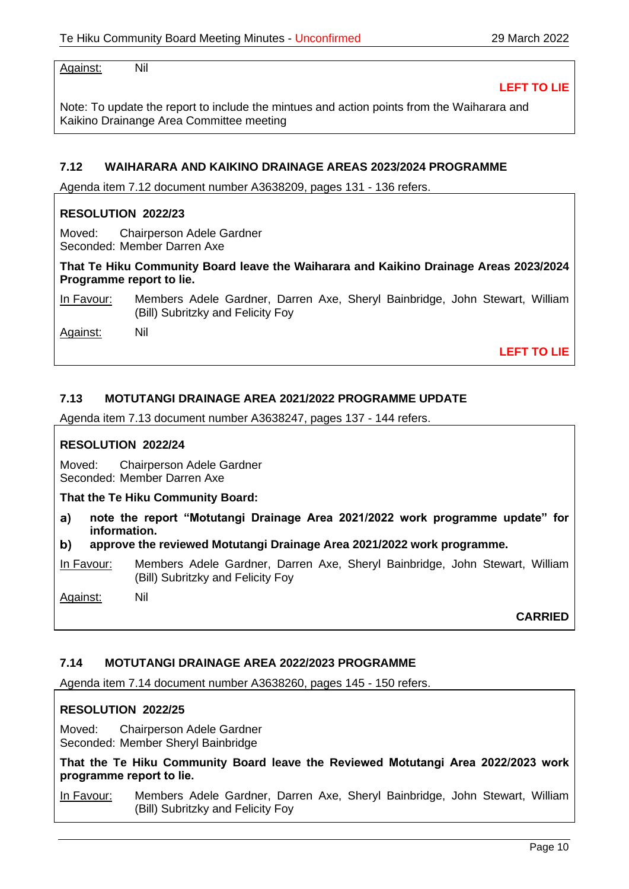Against: Nil

**LEFT TO LIE**

Note: To update the report to include the mintues and action points from the Waiharara and Kaikino Drainange Area Committee meeting

### 7.12 WAIHARARA AND KAIKINO DRAINAGE AREAS 2023/2024 PROGRAMME

Agenda item 7.12 document number A3638209, pages 131 - 136 refers.

**RESOLUTION 2022/23**

Moved: Chairperson Adele Gardner
Seconded: Member Darren Axe

**That Te Hiku Community Board leave the Waiharara and Kaikino Drainage Areas 2023/2024 Programme report to lie.**

In Favour: Members Adele Gardner, Darren Axe, Sheryl Bainbridge, John Stewart, William (Bill) Subritzky and Felicity Foy

Against: Nil

**LEFT TO LIE**

### 7.13 MOTUTANGI DRAINAGE AREA 2021/2022 PROGRAMME UPDATE

Agenda item 7.13 document number A3638247, pages 137 - 144 refers.

**RESOLUTION 2022/24**

Moved: Chairperson Adele Gardner
Seconded: Member Darren Axe

**That the Te Hiku Community Board:**

**a) note the report "Motutangi Drainage Area 2021/2022 work programme update" for information.**

**b) approve the reviewed Motutangi Drainage Area 2021/2022 work programme.**

In Favour: Members Adele Gardner, Darren Axe, Sheryl Bainbridge, John Stewart, William (Bill) Subritzky and Felicity Foy

Against: Nil

**CARRIED**

### 7.14 MOTUTANGI DRAINAGE AREA 2022/2023 PROGRAMME

Agenda item 7.14 document number A3638260, pages 145 - 150 refers.

**RESOLUTION 2022/25**

Moved: Chairperson Adele Gardner
Seconded: Member Sheryl Bainbridge

**That the Te Hiku Community Board leave the Reviewed Motutangi Area 2022/2023 work programme report to lie.**

In Favour: Members Adele Gardner, Darren Axe, Sheryl Bainbridge, John Stewart, William (Bill) Subritzky and Felicity Foy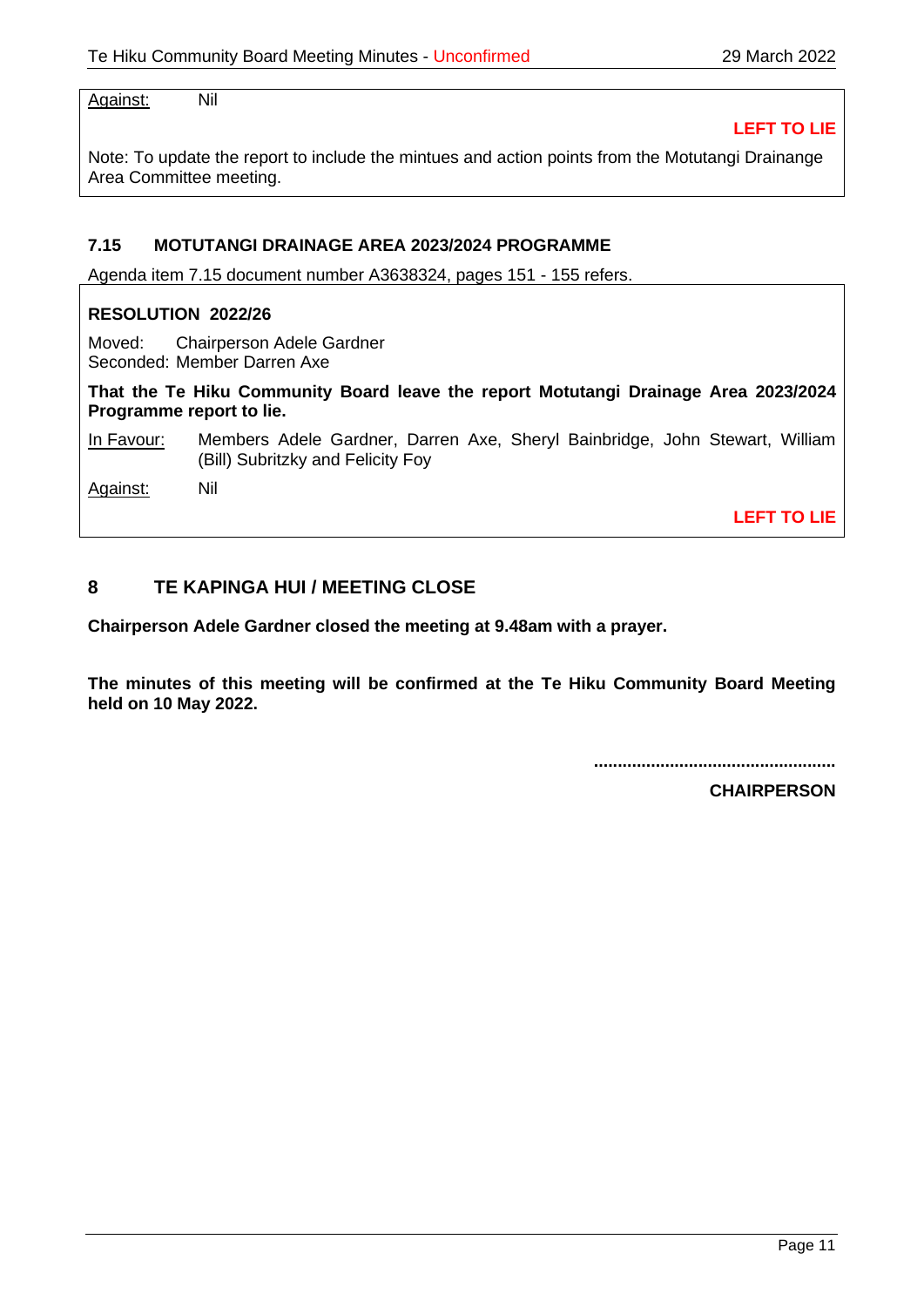Against: Nil

**LEFT TO LIE**

Note: To update the report to include the mintues and action points from the Motutangi Drainange Area Committee meeting.

### 7.15 MOTUTANGI DRAINAGE AREA 2023/2024 PROGRAMME

Agenda item 7.15 document number A3638324, pages 151 - 155 refers.

**RESOLUTION 2022/26**

Moved: Chairperson Adele Gardner
Seconded: Member Darren Axe

**That the Te Hiku Community Board leave the report Motutangi Drainage Area 2023/2024 Programme report to lie.**

In Favour: Members Adele Gardner, Darren Axe, Sheryl Bainbridge, John Stewart, William (Bill) Subritzky and Felicity Foy

Against: Nil

**LEFT TO LIE**

## 8 TE KAPINGA HUI / MEETING CLOSE

**Chairperson Adele Gardner closed the meeting at 9.48am with a prayer.**

**The minutes of this meeting will be confirmed at the Te Hiku Community Board Meeting held on 10 May 2022.**

...................................................

**CHAIRPERSON**